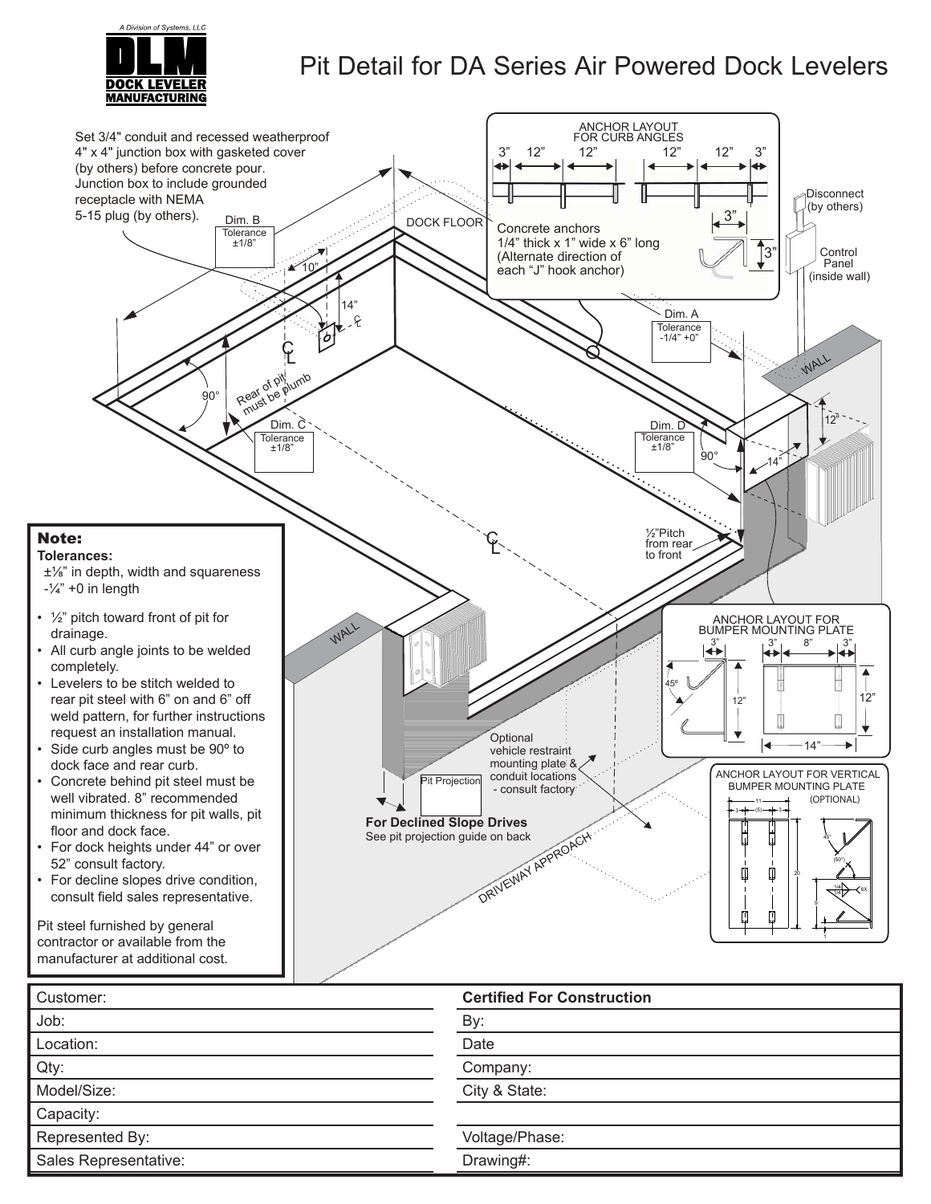DLM DOCK LEVELER MANUFACTURING
A Division of Systems, LLC

# Pit Detail for DA Series Air Powered Dock Levelers

Set 3/4" conduit and recessed weatherproof 4" x 4" junction box with gasketed cover (by others) before concrete pour. Junction box to include grounded receptacle with NEMA 5-15 plug (by others).

ANCHOR LAYOUT FOR CURB ANGLES

3” 12” 12” 12” 12” 3”

Concrete anchors 1/4” thick x 1” wide x 6” long (Alternate direction of each “J” hook anchor)

3” 3”

Disconnect (by others)

Control Panel (inside wall)

DOCK FLOOR

Dim. B Tolerance ±1/8”

10”

14”

Dim. A Tolerance -1/4” +0”

WALL

Rear of pit must be plumb

90°

Dim. C Tolerance ±1/8”

Dim. D Tolerance ±1/8”

90°

12”

14”

½”Pitch from rear to front

CL

## Note:

**Tolerances:**

±⅛” in depth, width and squareness
-¼” +0 in length

- ½” pitch toward front of pit for drainage.
- All curb angle joints to be welded completely.
- Levelers to be stitch welded to rear pit steel with 6” on and 6” off weld pattern, for further instructions request an installation manual.
- Side curb angles must be 90º to dock face and rear curb.
- Concrete behind pit steel must be well vibrated. 8” recommended minimum thickness for pit walls, pit floor and dock face.
- For dock heights under 44” or over 52” consult factory.
- For decline slopes drive condition, consult field sales representative.

Pit steel furnished by general contractor or available from the manufacturer at additional cost.

WALL

Pit Projection

Optional vehicle restraint mounting plate & conduit locations - consult factory

**For Declined Slope Drives**
See pit projection guide on back

DRIVEWAY APPROACH

ANCHOR LAYOUT FOR BUMPER MOUNTING PLATE

3” 3” 8” 3”

45°

12” 12”

14”

ANCHOR LAYOUT FOR VERTICAL BUMPER MOUNTING PLATE (OPTIONAL)

| Customer: | Certified For Construction |
|---|---|
| Job: | By: |
| Location: | Date |
| Qty: | Company: |
| Model/Size: | City & State: |
| Capacity: | |
| Represented By: | Voltage/Phase: |
| Sales Representative: | Drawing#: |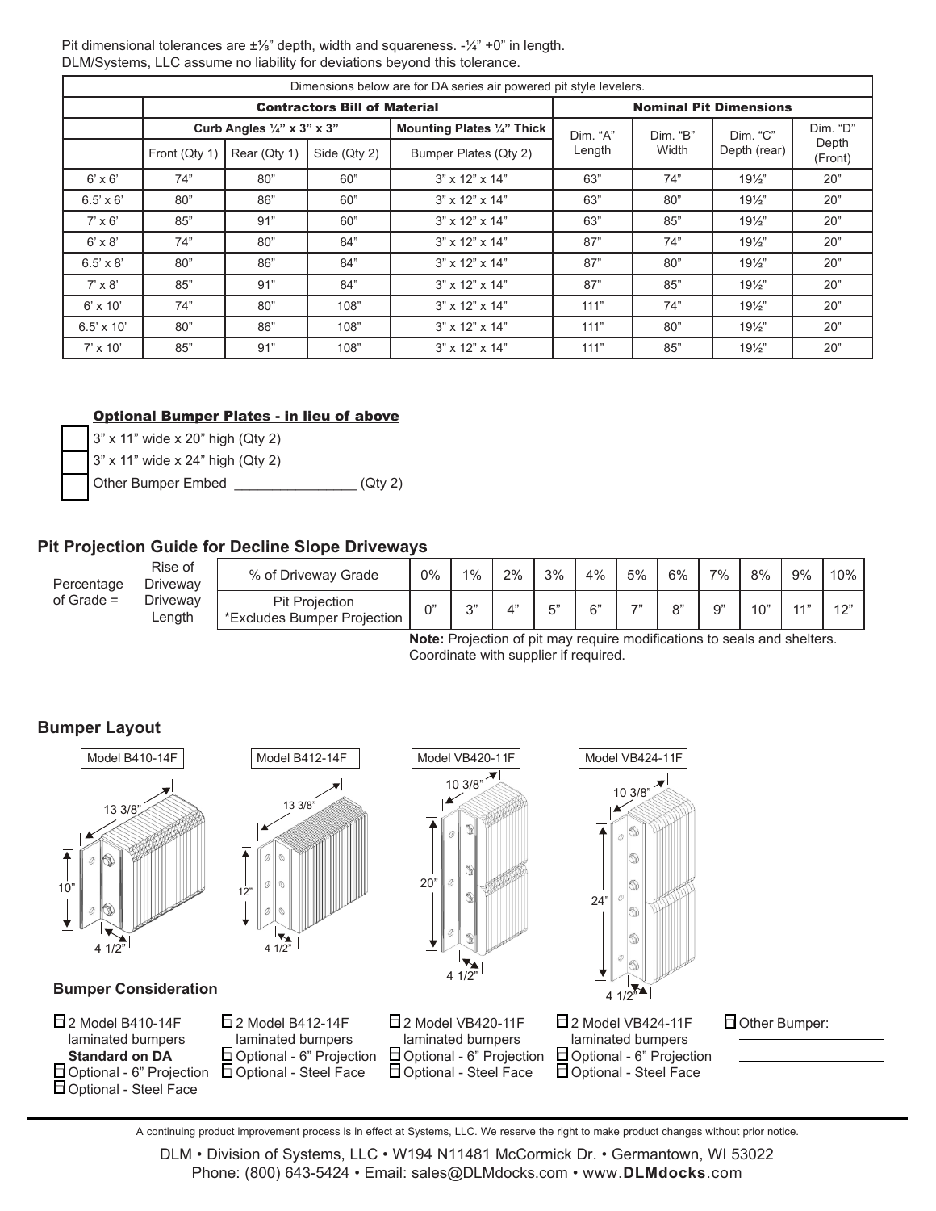Pit dimensional tolerances are ±⅛" depth, width and squareness. -¼" +0" in length.
DLM/Systems, LLC assume no liability for deviations beyond this tolerance.

| Dimensions below are for DA series air powered pit style levelers. | | | | | | | | |
|---|---|---|---|---|---|---|---|---|
| | **Contractors Bill of Material** | | | | **Nominal Pit Dimensions** | | | |
| | Curb Angles ¼" x 3" x 3" | | | Mounting Plates ¼" Thick | Dim. "A" Length | Dim. "B" Width | Dim. "C" Depth (rear) | Dim. "D" Depth (Front) |
| | Front (Qty 1) | Rear (Qty 1) | Side (Qty 2) | Bumper Plates (Qty 2) | | | | |
| 6' x 6' | 74" | 80" | 60" | 3" x 12" x 14" | 63" | 74" | 19½" | 20" |
| 6.5' x 6' | 80" | 86" | 60" | 3" x 12" x 14" | 63" | 80" | 19½" | 20" |
| 7' x 6' | 85" | 91" | 60" | 3" x 12" x 14" | 63" | 85" | 19½" | 20" |
| 6' x 8' | 74" | 80" | 84" | 3" x 12" x 14" | 87" | 74" | 19½" | 20" |
| 6.5' x 8' | 80" | 86" | 84" | 3" x 12" x 14" | 87" | 80" | 19½" | 20" |
| 7' x 8' | 85" | 91" | 84" | 3" x 12" x 14" | 87" | 85" | 19½" | 20" |
| 6' x 10' | 74" | 80" | 108" | 3" x 12" x 14" | 111" | 74" | 19½" | 20" |
| 6.5' x 10' | 80" | 86" | 108" | 3" x 12" x 14" | 111" | 80" | 19½" | 20" |
| 7' x 10' | 85" | 91" | 108" | 3" x 12" x 14" | 111" | 85" | 19½" | 20" |

**Optional Bumper Plates - in lieu of above**

- ☐ 3" x 11" wide x 20" high (Qty 2)
- ☐ 3" x 11" wide x 24" high (Qty 2)
- ☐ Other Bumper Embed ________________ (Qty 2)

## Pit Projection Guide for Decline Slope Driveways

Percentage of Grade = Rise of Driveway / Driveway Length

| % of Driveway Grade | 0% | 1% | 2% | 3% | 4% | 5% | 6% | 7% | 8% | 9% | 10% |
|---|---|---|---|---|---|---|---|---|---|---|---|
| Pit Projection *Excludes Bumper Projection | 0" | 3" | 4" | 5" | 6" | 7" | 8" | 9" | 10" | 11" | 12" |

**Note:** Projection of pit may require modifications to seals and shelters. Coordinate with supplier if required.

## Bumper Layout

Model B410-14F
13 3/8"
10"
4 1/2"

Model B412-14F
13 3/8"
12"
4 1/2"

Model VB420-11F
10 3/8"
20"
4 1/2"

Model VB424-11F
10 3/8"
24"
4 1/2"

### Bumper Consideration

- ☐ 2 Model B410-14F laminated bumpers **Standard on DA**
  - ☐ Optional - 6" Projection
  - ☐ Optional - Steel Face
- ☐ 2 Model B412-14F laminated bumpers
  - ☐ Optional - 6" Projection
  - ☐ Optional - Steel Face
- ☐ 2 Model VB420-11F laminated bumpers
  - ☐ Optional - 6" Projection
  - ☐ Optional - Steel Face
- ☐ 2 Model VB424-11F laminated bumpers
  - ☐ Optional - 6" Projection
  - ☐ Optional - Steel Face
- ☐ Other Bumper: ________________

A continuing product improvement process is in effect at Systems, LLC. We reserve the right to make product changes without prior notice.

DLM • Division of Systems, LLC • W194 N11481 McCormick Dr. • Germantown, WI 53022
Phone: (800) 643-5424 • Email: sales@DLMdocks.com • www.**DLMdocks**.com